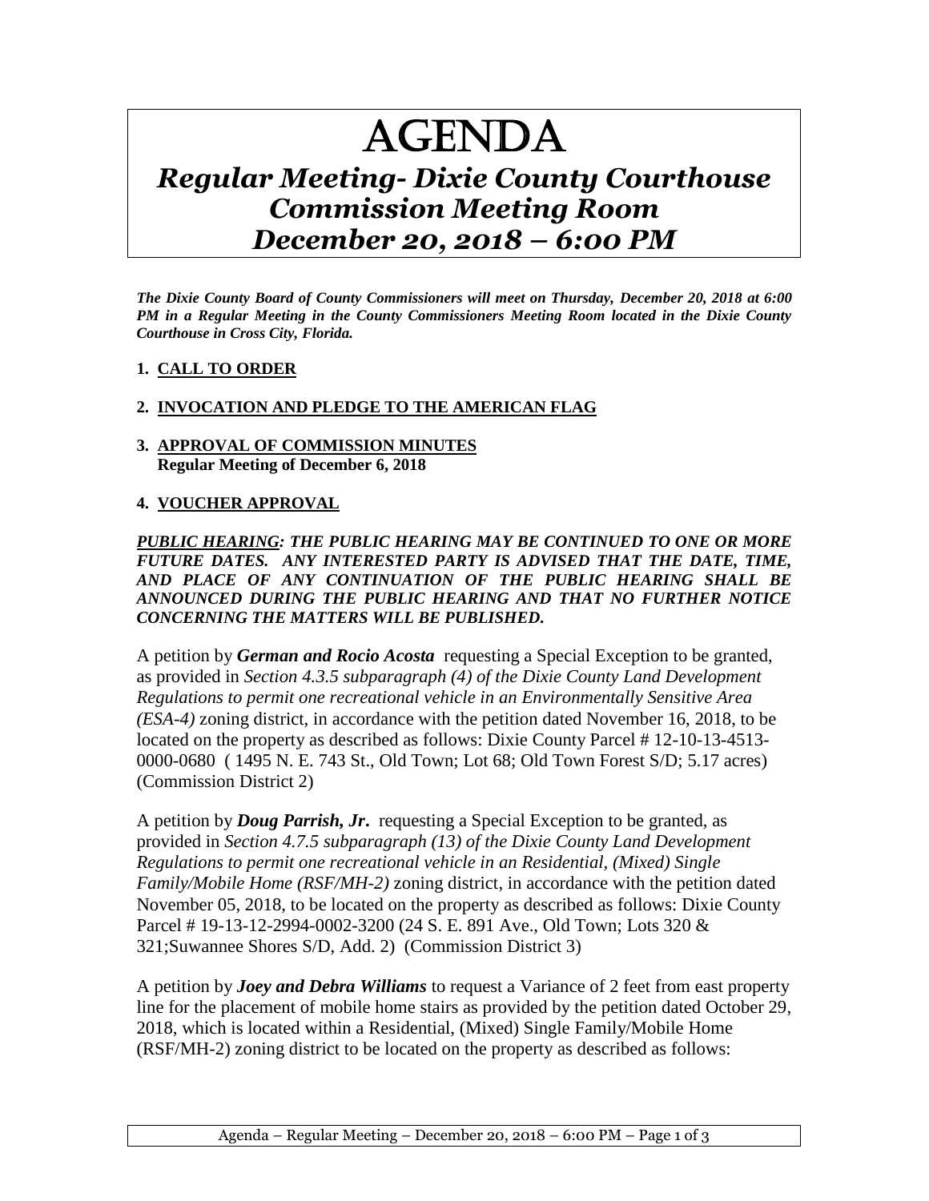# AGENDA

## *Regular Meeting- Dixie County Courthouse Commission Meeting Room December 20, 2018 – 6:00 PM*

***The Dixie County Board of County Commissioners will meet on Thursday, December 20, 2018 at 6:00 PM in a Regular Meeting in the County Commissioners Meeting Room located in the Dixie County Courthouse in Cross City, Florida.***

1. **CALL TO ORDER**

2. **INVOCATION AND PLEDGE TO THE AMERICAN FLAG**

3. **APPROVAL OF COMMISSION MINUTES**
   **Regular Meeting of December 6, 2018**

4. **VOUCHER APPROVAL**

***PUBLIC HEARING: THE PUBLIC HEARING MAY BE CONTINUED TO ONE OR MORE FUTURE DATES. ANY INTERESTED PARTY IS ADVISED THAT THE DATE, TIME, AND PLACE OF ANY CONTINUATION OF THE PUBLIC HEARING SHALL BE ANNOUNCED DURING THE PUBLIC HEARING AND THAT NO FURTHER NOTICE CONCERNING THE MATTERS WILL BE PUBLISHED.***

A petition by ***German and Rocio Acosta*** requesting a Special Exception to be granted, as provided in *Section 4.3.5 subparagraph (4) of the Dixie County Land Development Regulations to permit one recreational vehicle in an Environmentally Sensitive Area (ESA-4)* zoning district, in accordance with the petition dated November 16, 2018, to be located on the property as described as follows: Dixie County Parcel # 12-10-13-4513-0000-0680 ( 1495 N. E. 743 St., Old Town; Lot 68; Old Town Forest S/D; 5.17 acres) (Commission District 2)

A petition by ***Doug Parrish, Jr.*** requesting a Special Exception to be granted, as provided in *Section 4.7.5 subparagraph (13) of the Dixie County Land Development Regulations to permit one recreational vehicle in an Residential, (Mixed) Single Family/Mobile Home (RSF/MH-2)* zoning district, in accordance with the petition dated November 05, 2018, to be located on the property as described as follows: Dixie County Parcel # 19-13-12-2994-0002-3200 (24 S. E. 891 Ave., Old Town; Lots 320 & 321;Suwannee Shores S/D, Add. 2) (Commission District 3)

A petition by ***Joey and Debra Williams*** to request a Variance of 2 feet from east property line for the placement of mobile home stairs as provided by the petition dated October 29, 2018, which is located within a Residential, (Mixed) Single Family/Mobile Home (RSF/MH-2) zoning district to be located on the property as described as follows: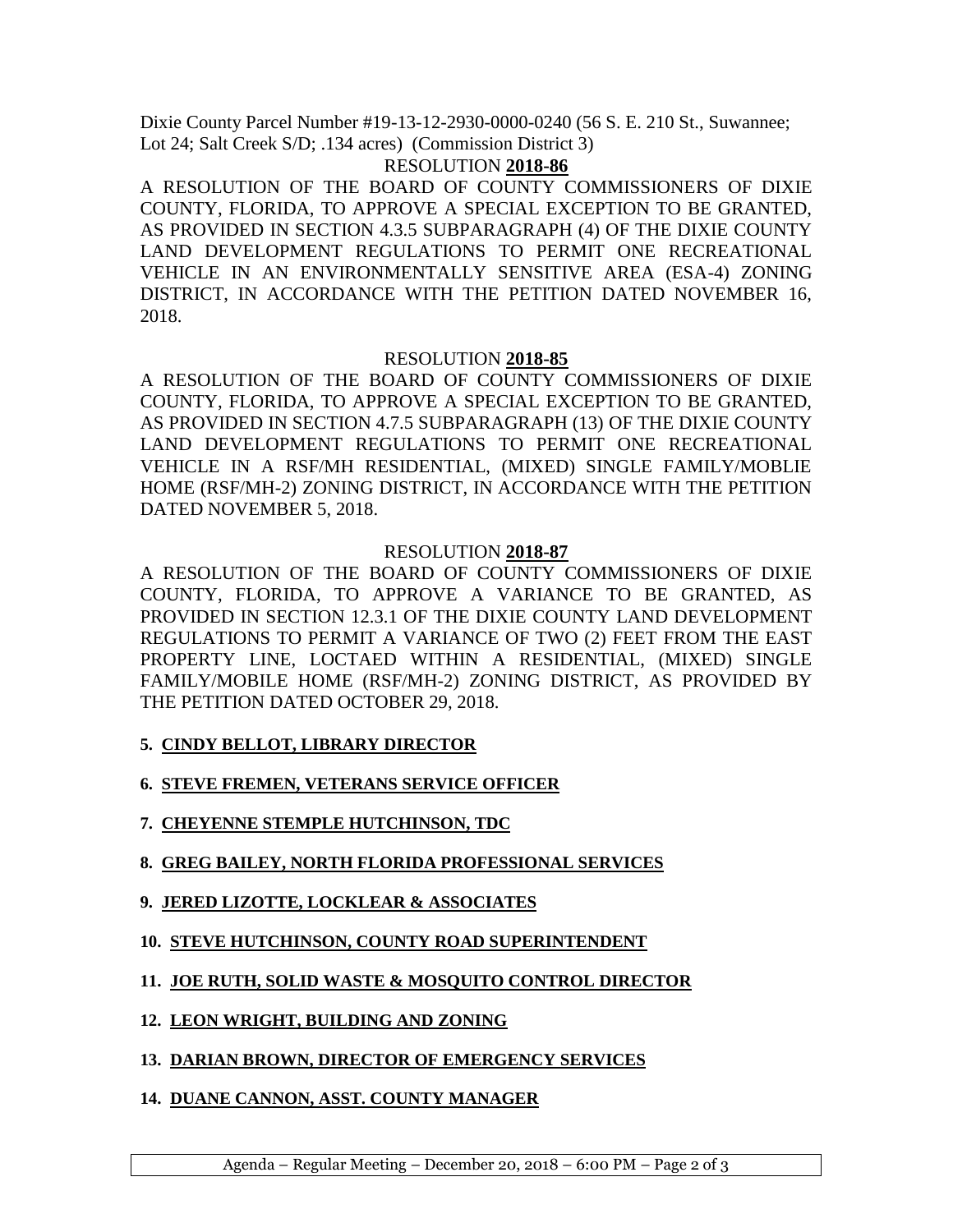Dixie County Parcel Number #19-13-12-2930-0000-0240 (56 S. E. 210 St., Suwannee; Lot 24; Salt Creek S/D; .134 acres) (Commission District 3)

RESOLUTION **2018-86**

A RESOLUTION OF THE BOARD OF COUNTY COMMISSIONERS OF DIXIE COUNTY, FLORIDA, TO APPROVE A SPECIAL EXCEPTION TO BE GRANTED, AS PROVIDED IN SECTION 4.3.5 SUBPARAGRAPH (4) OF THE DIXIE COUNTY LAND DEVELOPMENT REGULATIONS TO PERMIT ONE RECREATIONAL VEHICLE IN AN ENVIRONMENTALLY SENSITIVE AREA (ESA-4) ZONING DISTRICT, IN ACCORDANCE WITH THE PETITION DATED NOVEMBER 16, 2018.

RESOLUTION **2018-85**

A RESOLUTION OF THE BOARD OF COUNTY COMMISSIONERS OF DIXIE COUNTY, FLORIDA, TO APPROVE A SPECIAL EXCEPTION TO BE GRANTED, AS PROVIDED IN SECTION 4.7.5 SUBPARAGRAPH (13) OF THE DIXIE COUNTY LAND DEVELOPMENT REGULATIONS TO PERMIT ONE RECREATIONAL VEHICLE IN A RSF/MH RESIDENTIAL, (MIXED) SINGLE FAMILY/MOBLIE HOME (RSF/MH-2) ZONING DISTRICT, IN ACCORDANCE WITH THE PETITION DATED NOVEMBER 5, 2018.

RESOLUTION **2018-87**

A RESOLUTION OF THE BOARD OF COUNTY COMMISSIONERS OF DIXIE COUNTY, FLORIDA, TO APPROVE A VARIANCE TO BE GRANTED, AS PROVIDED IN SECTION 12.3.1 OF THE DIXIE COUNTY LAND DEVELOPMENT REGULATIONS TO PERMIT A VARIANCE OF TWO (2) FEET FROM THE EAST PROPERTY LINE, LOCTAED WITHIN A RESIDENTIAL, (MIXED) SINGLE FAMILY/MOBILE HOME (RSF/MH-2) ZONING DISTRICT, AS PROVIDED BY THE PETITION DATED OCTOBER 29, 2018.

5. **CINDY BELLOT, LIBRARY DIRECTOR**

6. **STEVE FREMEN, VETERANS SERVICE OFFICER**

7. **CHEYENNE STEMPLE HUTCHINSON, TDC**

8. **GREG BAILEY, NORTH FLORIDA PROFESSIONAL SERVICES**

9. **JERED LIZOTTE, LOCKLEAR & ASSOCIATES**

10. **STEVE HUTCHINSON, COUNTY ROAD SUPERINTENDENT**

11. **JOE RUTH, SOLID WASTE & MOSQUITO CONTROL DIRECTOR**

12. **LEON WRIGHT, BUILDING AND ZONING**

13. **DARIAN BROWN, DIRECTOR OF EMERGENCY SERVICES**

14. **DUANE CANNON, ASST. COUNTY MANAGER**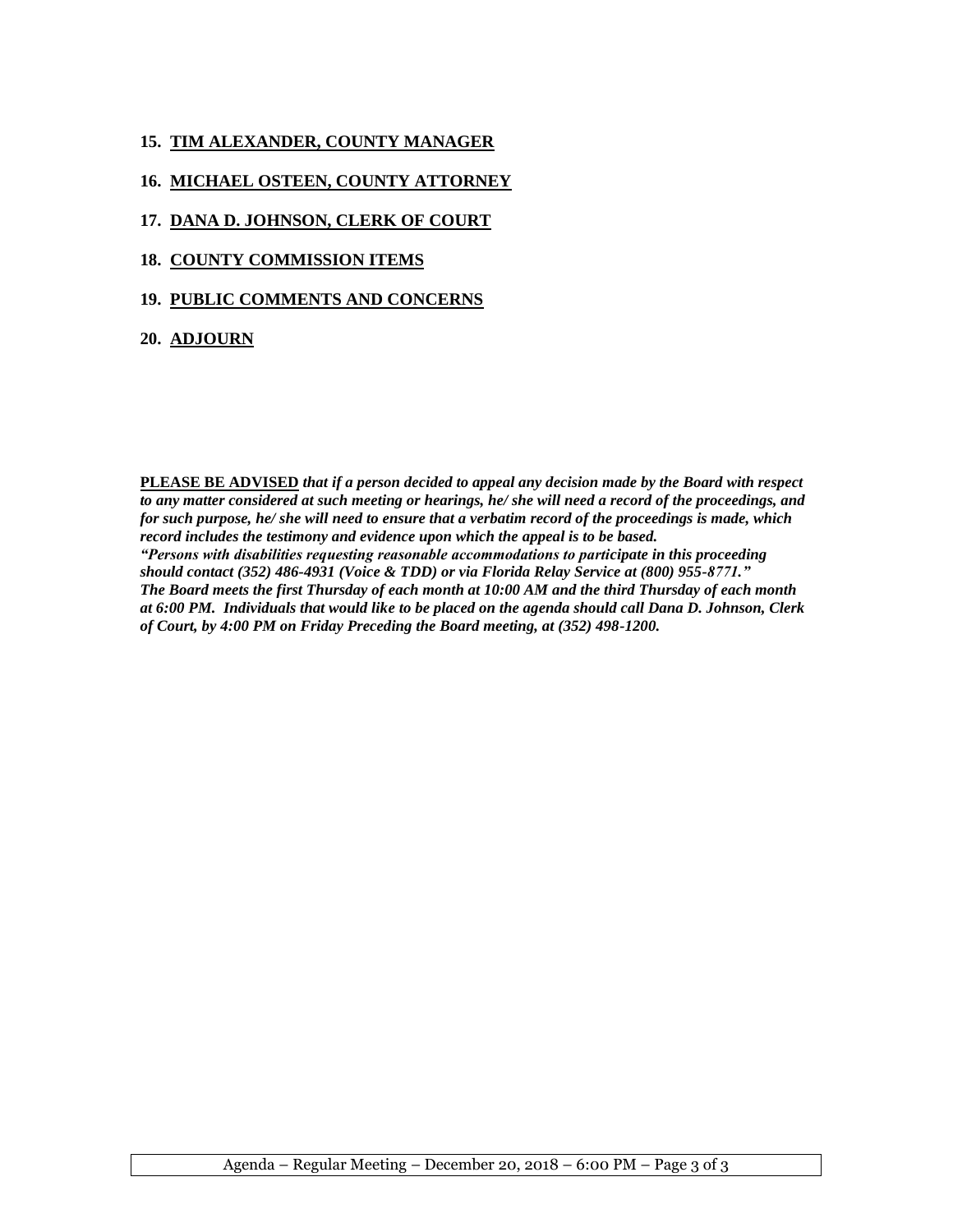**15. TIM ALEXANDER, COUNTY MANAGER**

**16. MICHAEL OSTEEN, COUNTY ATTORNEY**

**17. DANA D. JOHNSON, CLERK OF COURT**

**18. COUNTY COMMISSION ITEMS**

**19. PUBLIC COMMENTS AND CONCERNS**

**20. ADJOURN**

**PLEASE BE ADVISED** ***that if a person decided to appeal any decision made by the Board with respect to any matter considered at such meeting or hearings, he/ she will need a record of the proceedings, and for such purpose, he/ she will need to ensure that a verbatim record of the proceedings is made, which record includes the testimony and evidence upon which the appeal is to be based.***
***"Persons with disabilities requesting reasonable accommodations to participate in this proceeding should contact (352) 486-4931 (Voice & TDD) or via Florida Relay Service at (800) 955-8771."***
***The Board meets the first Thursday of each month at 10:00 AM and the third Thursday of each month at 6:00 PM. Individuals that would like to be placed on the agenda should call Dana D. Johnson, Clerk of Court, by 4:00 PM on Friday Preceding the Board meeting, at (352) 498-1200.***